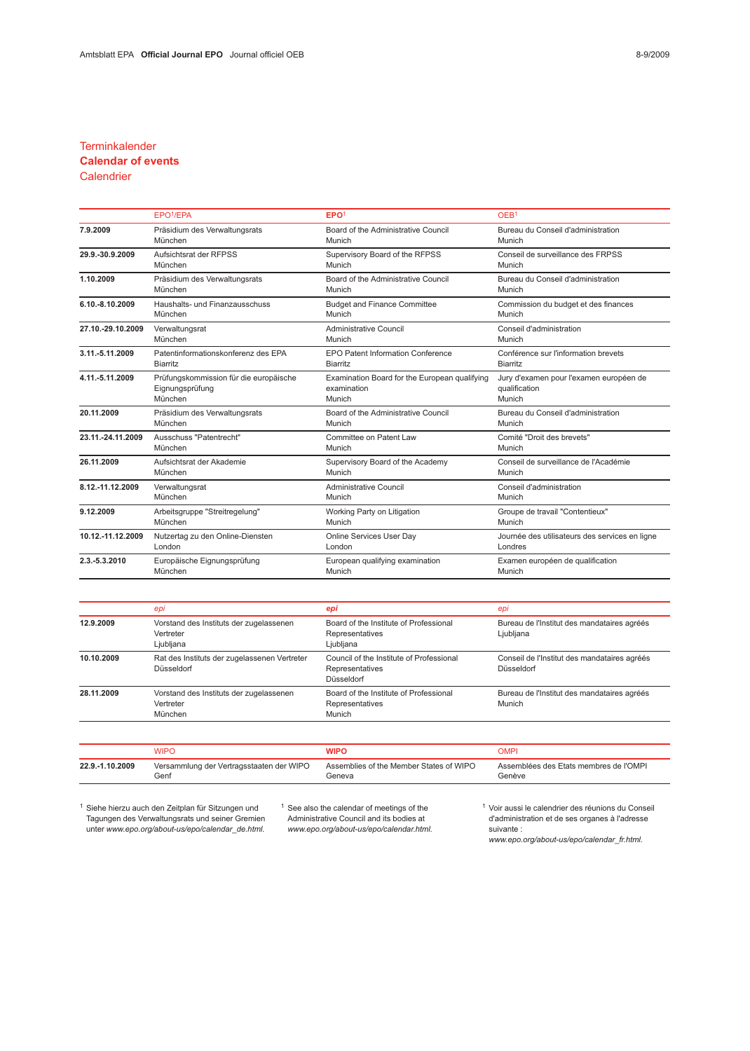# Terminkalender
# **Calendar of events**
# Calendrier

| | EPO[1]/EPA | **EPO**[1] | OEB[1] |
|---|---|---|---|
| **7.9.2009** | Präsidium des Verwaltungsrats<br>München | Board of the Administrative Council<br>Munich | Bureau du Conseil d'administration<br>Munich |
| **29.9.-30.9.2009** | Aufsichtsrat der RFPSS<br>München | Supervisory Board of the RFPSS<br>Munich | Conseil de surveillance des FRPSS<br>Munich |
| **1.10.2009** | Präsidium des Verwaltungsrats<br>München | Board of the Administrative Council<br>Munich | Bureau du Conseil d'administration<br>Munich |
| **6.10.-8.10.2009** | Haushalts- und Finanzausschuss<br>München | Budget and Finance Committee<br>Munich | Commission du budget et des finances<br>Munich |
| **27.10.-29.10.2009** | Verwaltungsrat<br>München | Administrative Council<br>Munich | Conseil d'administration<br>Munich |
| **3.11.-5.11.2009** | Patentinformationskonferenz des EPA<br>Biarritz | EPO Patent Information Conference<br>Biarritz | Conférence sur l'information brevets<br>Biarritz |
| **4.11.-5.11.2009** | Prüfungskommission für die europäische Eignungsprüfung<br>München | Examination Board for the European qualifying examination<br>Munich | Jury d'examen pour l'examen européen de qualification<br>Munich |
| **20.11.2009** | Präsidium des Verwaltungsrats<br>München | Board of the Administrative Council<br>Munich | Bureau du Conseil d'administration<br>Munich |
| **23.11.-24.11.2009** | Ausschuss "Patentrecht"<br>München | Committee on Patent Law<br>Munich | Comité "Droit des brevets"<br>Munich |
| **26.11.2009** | Aufsichtsrat der Akademie<br>München | Supervisory Board of the Academy<br>Munich | Conseil de surveillance de l'Académie<br>Munich |
| **8.12.-11.12.2009** | Verwaltungsrat<br>München | Administrative Council<br>Munich | Conseil d'administration<br>Munich |
| **9.12.2009** | Arbeitsgruppe "Streitregelung"<br>München | Working Party on Litigation<br>Munich | Groupe de travail "Contentieux"<br>Munich |
| **10.12.-11.12.2009** | Nutzertag zu den Online-Diensten<br>London | Online Services User Day<br>London | Journée des utilisateurs des services en ligne<br>Londres |
| **2.3.-5.3.2010** | Europäische Eignungsprüfung<br>München | European qualifying examination<br>Munich | Examen européen de qualification<br>Munich |

| | *epi* | ***epi*** | *epi* |
|---|---|---|---|
| **12.9.2009** | Vorstand des Instituts der zugelassenen Vertreter<br>Ljubljana | Board of the Institute of Professional Representatives<br>Ljubljana | Bureau de l'Institut des mandataires agréés<br>Ljubljana |
| **10.10.2009** | Rat des Instituts der zugelassenen Vertreter<br>Düsseldorf | Council of the Institute of Professional Representatives<br>Düsseldorf | Conseil de l'Institut des mandataires agréés<br>Düsseldorf |
| **28.11.2009** | Vorstand des Instituts der zugelassenen Vertreter<br>München | Board of the Institute of Professional Representatives<br>Munich | Bureau de l'Institut des mandataires agréés<br>Munich |

| | WIPO | **WIPO** | OMPI |
|---|---|---|---|
| **22.9.-1.10.2009** | Versammlung der Vertragsstaaten der WIPO<br>Genf | Assemblies of the Member States of WIPO<br>Geneva | Assemblées des Etats membres de l'OMPI<br>Genève |

[1] Siehe hierzu auch den Zeitplan für Sitzungen und Tagungen des Verwaltungsrats und seiner Gremien unter *www.epo.org/about-us/epo/calendar_de.html.*

[1] See also the calendar of meetings of the Administrative Council and its bodies at *www.epo.org/about-us/epo/calendar.html.*

[1] Voir aussi le calendrier des réunions du Conseil d'administration et de ses organes à l'adresse suivante : *www.epo.org/about-us/epo/calendar_fr.html.*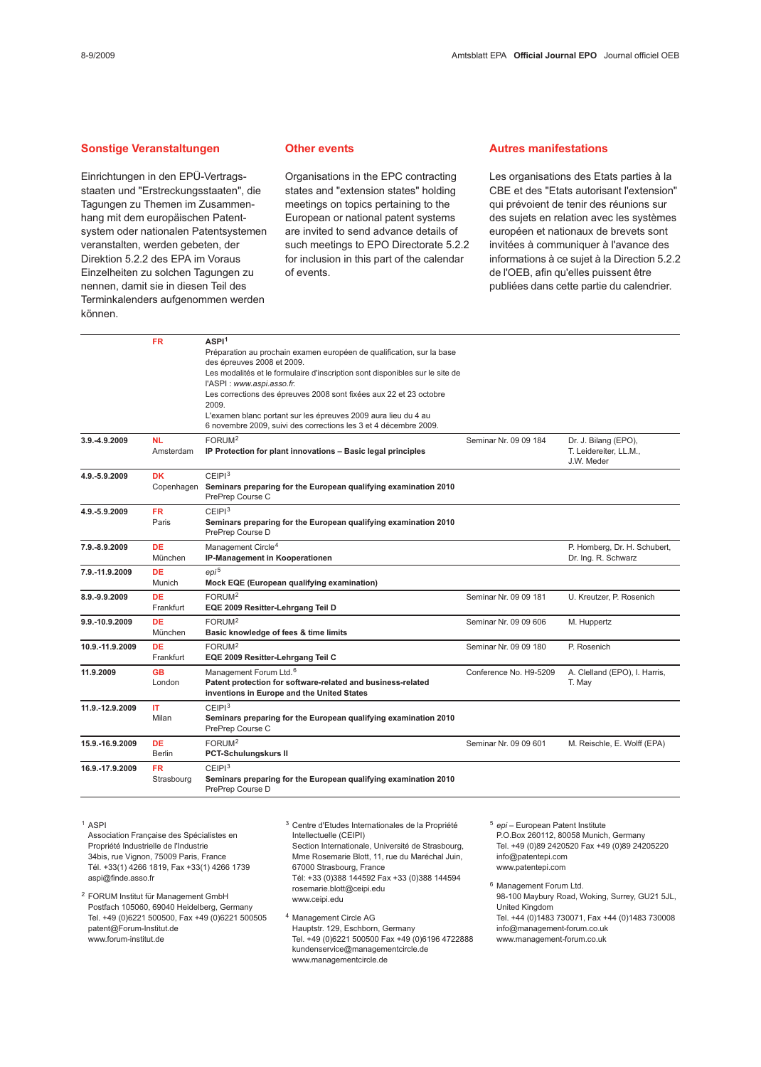## Sonstige Veranstaltungen

Einrichtungen in den EPÜ-Vertragsstaaten und "Erstreckungsstaaten", die Tagungen zu Themen im Zusammenhang mit dem europäischen Patentsystem oder nationalen Patentsystemen veranstalten, werden gebeten, der Direktion 5.2.2 des EPA im Voraus Einzelheiten zu solchen Tagungen zu nennen, damit sie in diesen Teil des Terminkalenders aufgenommen werden können.

## Other events

Organisations in the EPC contracting states and "extension states" holding meetings on topics pertaining to the European or national patent systems are invited to send advance details of such meetings to EPO Directorate 5.2.2 for inclusion in this part of the calendar of events.

## Autres manifestations

Les organisations des Etats parties à la CBE et des "Etats autorisant l'extension" qui prévoient de tenir des réunions sur des sujets en relation avec les systèmes européen et nationaux de brevets sont invitées à communiquer à l'avance des informations à ce sujet à la Direction 5.2.2 de l'OEB, afin qu'elles puissent être publiées dans cette partie du calendrier.

| Date | Place | Event | No. | Speakers |
|---|---|---|---|---|
| | **FR** | ASPI[1]<br>Préparation au prochain examen européen de qualification, sur la base des épreuves 2008 et 2009.<br>Les modalités et le formulaire d'inscription sont disponibles sur le site de l'ASPI : *www.aspi.asso.fr.*<br>Les corrections des épreuves 2008 sont fixées aux 22 et 23 octobre 2009.<br>L'examen blanc portant sur les épreuves 2009 aura lieu du 4 au 6 novembre 2009, suivi des corrections les 3 et 4 décembre 2009. | | |
| **3.9.-4.9.2009** | **NL** Amsterdam | FORUM[2]<br>**IP Protection for plant innovations – Basic legal principles** | Seminar Nr. 09 09 184 | Dr. J. Bilang (EPO), T. Leidereiter, LL.M., J.W. Meder |
| **4.9.-5.9.2009** | **DK** Copenhagen | CEIPI[3]<br>**Seminars preparing for the European qualifying examination 2010**<br>PrePrep Course C | | |
| **4.9.-5.9.2009** | **FR** Paris | CEIPI[3]<br>**Seminars preparing for the European qualifying examination 2010**<br>PrePrep Course D | | |
| **7.9.-8.9.2009** | **DE** München | Management Circle[4]<br>**IP-Management in Kooperationen** | | P. Homberg, Dr. H. Schubert, Dr. Ing. R. Schwarz |
| **7.9.-11.9.2009** | **DE** Munich | *epi*[5]<br>**Mock EQE (European qualifying examination)** | | |
| **8.9.-9.9.2009** | **DE** Frankfurt | FORUM[2]<br>**EQE 2009 Resitter-Lehrgang Teil D** | Seminar Nr. 09 09 181 | U. Kreutzer, P. Rosenich |
| **9.9.-10.9.2009** | **DE** München | FORUM[2]<br>**Basic knowledge of fees & time limits** | Seminar Nr. 09 09 606 | M. Huppertz |
| **10.9.-11.9.2009** | **DE** Frankfurt | FORUM[2]<br>**EQE 2009 Resitter-Lehrgang Teil C** | Seminar Nr. 09 09 180 | P. Rosenich |
| **11.9.2009** | **GB** London | Management Forum Ltd.[6]<br>**Patent protection for software-related and business-related inventions in Europe and the United States** | Conference No. H9-5209 | A. Clelland (EPO), I. Harris, T. May |
| **11.9.-12.9.2009** | **IT** Milan | CEIPI[3]<br>**Seminars preparing for the European qualifying examination 2010**<br>PrePrep Course C | | |
| **15.9.-16.9.2009** | **DE** Berlin | FORUM[2]<br>**PCT-Schulungskurs II** | Seminar Nr. 09 09 601 | M. Reischle, E. Wolff (EPA) |
| **16.9.-17.9.2009** | **FR** Strasbourg | CEIPI[3]<br>**Seminars preparing for the European qualifying examination 2010**<br>PrePrep Course D | | |

[1] ASPI
Association Française des Spécialistes en Propriété Industrielle de l'Industrie
34bis, rue Vignon, 75009 Paris, France
Tél. +33(1) 4266 1819, Fax +33(1) 4266 1739
aspi@finde.asso.fr

[2] FORUM Institut für Management GmbH
Postfach 105060, 69040 Heidelberg, Germany
Tel. +49 (0)6221 500500, Fax +49 (0)6221 500505
patent@Forum-Institut.de
www.forum-institut.de

[3] Centre d'Etudes Internationales de la Propriété Intellectuelle (CEIPI)
Section Internationale, Université de Strasbourg,
Mme Rosemarie Blott, 11, rue du Maréchal Juin, 67000 Strasbourg, France
Tél: +33 (0)388 144592 Fax +33 (0)388 144594
rosemarie.blott@ceipi.edu
www.ceipi.edu

[4] Management Circle AG
Hauptstr. 129, Eschborn, Germany
Tel. +49 (0)6221 500500 Fax +49 (0)6196 4722888
kundenservice@managementcircle.de
www.managementcircle.de

[5] *epi* – European Patent Institute
P.O.Box 260112, 80058 Munich, Germany
Tel. +49 (0)89 2420520 Fax +49 (0)89 24205220
info@patentepi.com
www.patentepi.com

[6] Management Forum Ltd.
98-100 Maybury Road, Woking, Surrey, GU21 5JL, United Kingdom
Tel. +44 (0)1483 730071, Fax +44 (0)1483 730008
info@management-forum.co.uk
www.management-forum.co.uk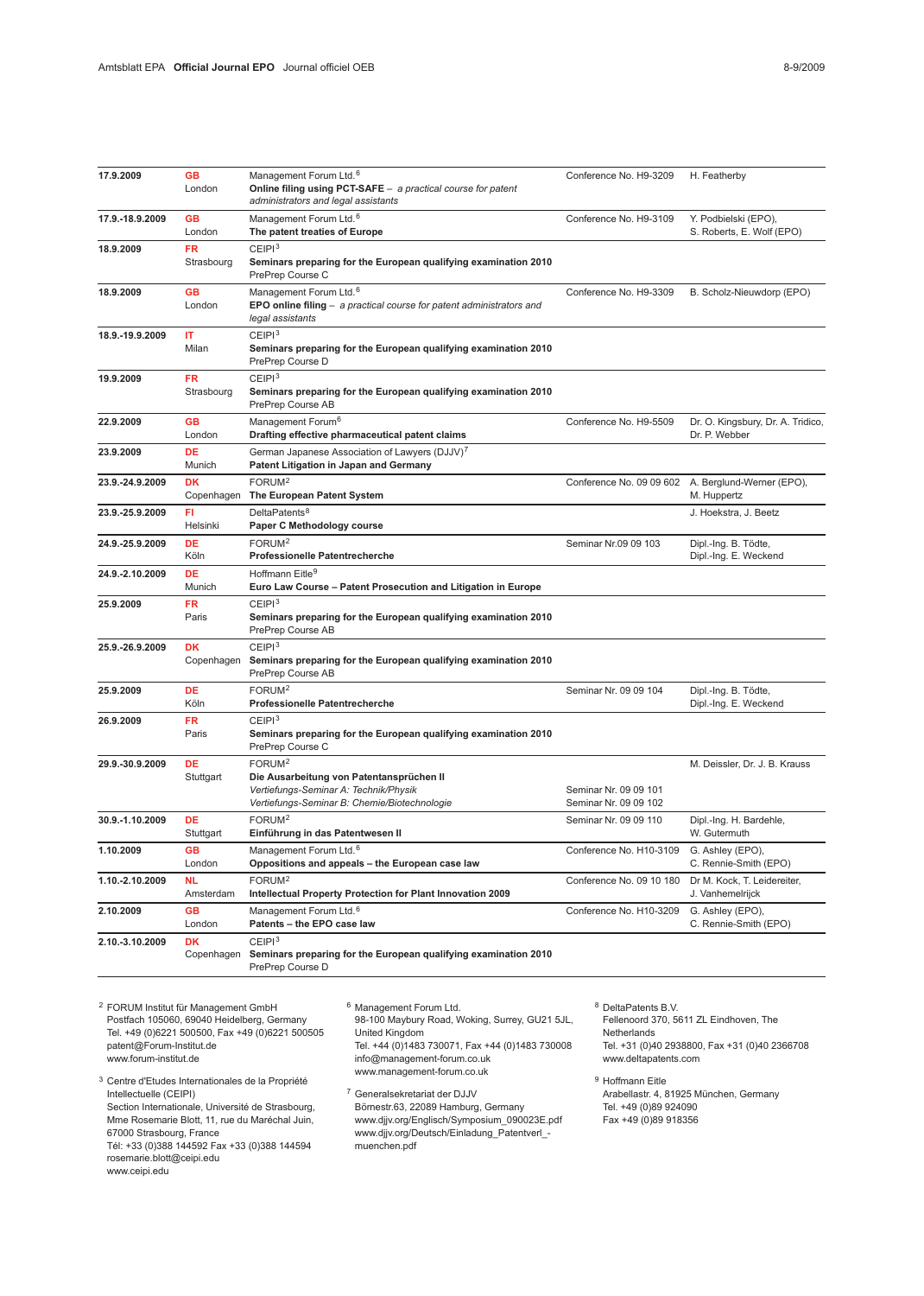| Date | Place | Organiser / Event | Reference | Speakers |
|---|---|---|---|---|
| **17.9.2009** | **GB** London | Management Forum Ltd.[6] **Online filing using PCT-SAFE** – *a practical course for patent administrators and legal assistants* | Conference No. H9-3209 | H. Featherby |
| **17.9.-18.9.2009** | **GB** London | Management Forum Ltd.[6] **The patent treaties of Europe** | Conference No. H9-3109 | Y. Podbielski (EPO), S. Roberts, E. Wolf (EPO) |
| **18.9.2009** | **FR** Strasbourg | CEIPI[3] **Seminars preparing for the European qualifying examination 2010** PrePrep Course C | | |
| **18.9.2009** | **GB** London | Management Forum Ltd.[6] **EPO online filing** – *a practical course for patent administrators and legal assistants* | Conference No. H9-3309 | B. Scholz-Nieuwdorp (EPO) |
| **18.9.-19.9.2009** | **IT** Milan | CEIPI[3] **Seminars preparing for the European qualifying examination 2010** PrePrep Course D | | |
| **19.9.2009** | **FR** Strasbourg | CEIPI[3] **Seminars preparing for the European qualifying examination 2010** PrePrep Course AB | | |
| **22.9.2009** | **GB** London | Management Forum[6] **Drafting effective pharmaceutical patent claims** | Conference No. H9-5509 | Dr. O. Kingsbury, Dr. A. Tridico, Dr. P. Webber |
| **23.9.2009** | **DE** Munich | German Japanese Association of Lawyers (DJJV)[7] **Patent Litigation in Japan and Germany** | | |
| **23.9.-24.9.2009** | **DK** Copenhagen | FORUM[2] **The European Patent System** | Conference No. 09 09 602 | A. Berglund-Werner (EPO), M. Huppertz |
| **23.9.-25.9.2009** | **FI** Helsinki | DeltaPatents[8] **Paper C Methodology course** | | J. Hoekstra, J. Beetz |
| **24.9.-25.9.2009** | **DE** Köln | FORUM[2] **Professionelle Patentrecherche** | Seminar Nr.09 09 103 | Dipl.-Ing. B. Tödte, Dipl.-Ing. E. Weckend |
| **24.9.-2.10.2009** | **DE** Munich | Hoffmann Eitle[9] **Euro Law Course – Patent Prosecution and Litigation in Europe** | | |
| **25.9.2009** | **FR** Paris | CEIPI[3] **Seminars preparing for the European qualifying examination 2010** PrePrep Course AB | | |
| **25.9.-26.9.2009** | **DK** Copenhagen | CEIPI[3] **Seminars preparing for the European qualifying examination 2010** PrePrep Course AB | | |
| **25.9.2009** | **DE** Köln | FORUM[2] **Professionelle Patentrecherche** | Seminar Nr. 09 09 104 | Dipl.-Ing. B. Tödte, Dipl.-Ing. E. Weckend |
| **26.9.2009** | **FR** Paris | CEIPI[3] **Seminars preparing for the European qualifying examination 2010** PrePrep Course C | | |
| **29.9.-30.9.2009** | **DE** Stuttgart | FORUM[2] **Die Ausarbeitung von Patentansprüchen II** *Vertiefungs-Seminar A: Technik/Physik* *Vertiefungs-Seminar B: Chemie/Biotechnologie* | Seminar Nr. 09 09 101 Seminar Nr. 09 09 102 | M. Deissler, Dr. J. B. Krauss |
| **30.9.-1.10.2009** | **DE** Stuttgart | FORUM[2] **Einführung in das Patentwesen II** | Seminar Nr. 09 09 110 | Dipl.-Ing. H. Bardehle, W. Gutermuth |
| **1.10.2009** | **GB** London | Management Forum Ltd.[6] **Oppositions and appeals – the European case law** | Conference No. H10-3109 | G. Ashley (EPO), C. Rennie-Smith (EPO) |
| **1.10.-2.10.2009** | **NL** Amsterdam | FORUM[2] **Intellectual Property Protection for Plant Innovation 2009** | Conference No. 09 10 180 | Dr M. Kock, T. Leidereiter, J. Vanhemelrijck |
| **2.10.2009** | **GB** London | Management Forum Ltd.[6] **Patents – the EPO case law** | Conference No. H10-3209 | G. Ashley (EPO), C. Rennie-Smith (EPO) |
| **2.10.-3.10.2009** | **DK** Copenhagen | CEIPI[3] **Seminars preparing for the European qualifying examination 2010** PrePrep Course D | | |

[2] FORUM Institut für Management GmbH
Postfach 105060, 69040 Heidelberg, Germany
Tel. +49 (0)6221 500500, Fax +49 (0)6221 500505
patent@Forum-Institut.de
www.forum-institut.de

[3] Centre d'Etudes Internationales de la Propriété Intellectuelle (CEIPI)
Section Internationale, Université de Strasbourg,
Mme Rosemarie Blott, 11, rue du Maréchal Juin,
67000 Strasbourg, France
Tél: +33 (0)388 144592 Fax +33 (0)388 144594
rosemarie.blott@ceipi.edu
www.ceipi.edu

[6] Management Forum Ltd.
98-100 Maybury Road, Woking, Surrey, GU21 5JL, United Kingdom
Tel. +44 (0)1483 730071, Fax +44 (0)1483 730008
info@management-forum.co.uk
www.management-forum.co.uk

[7] Generalsekretariat der DJJV
Börnestr.63, 22089 Hamburg, Germany
www.djjv.org/Englisch/Symposium_090023E.pdf
www.djjv.org/Deutsch/Einladung_Patentverl_-muenchen.pdf

[8] DeltaPatents B.V.
Fellenoord 370, 5611 ZL Eindhoven, The Netherlands
Tel. +31 (0)40 2938800, Fax +31 (0)40 2366708
www.deltapatents.com

[9] Hoffmann Eitle
Arabellastr. 4, 81925 München, Germany
Tel. +49 (0)89 924090
Fax +49 (0)89 918356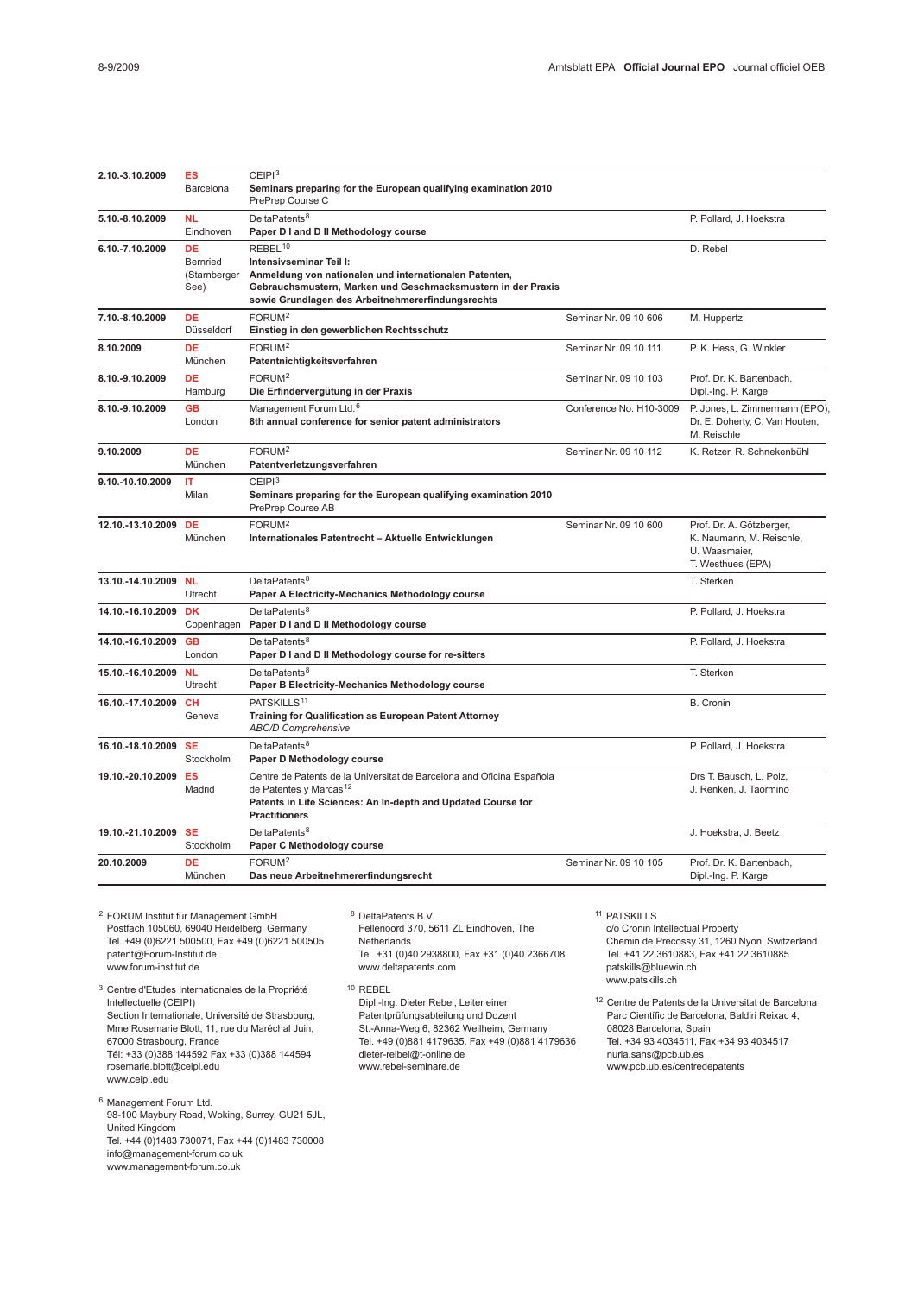| Date | Country/City | Organiser / Title | Seminar No. | Speakers |
|---|---|---|---|---|
| **2.10.-3.10.2009** | **ES** Barcelona | CEIPI[3] **Seminars preparing for the European qualifying examination 2010** PrePrep Course C | | |
| **5.10.-8.10.2009** | **NL** Eindhoven | DeltaPatents[8] **Paper D I and D II Methodology course** | | P. Pollard, J. Hoekstra |
| **6.10.-7.10.2009** | **DE** Bernried (Starnberger See) | REBEL[10] **Intensivseminar Teil I: Anmeldung von nationalen und internationalen Patenten, Gebrauchsmustern, Marken und Geschmacksmustern in der Praxis sowie Grundlagen des Arbeitnehmererfindungsrechts** | | D. Rebel |
| **7.10.-8.10.2009** | **DE** Düsseldorf | FORUM[2] **Einstieg in den gewerblichen Rechtsschutz** | Seminar Nr. 09 10 606 | M. Huppertz |
| **8.10.2009** | **DE** München | FORUM[2] **Patentnichtigkeitsverfahren** | Seminar Nr. 09 10 111 | P. K. Hess, G. Winkler |
| **8.10.-9.10.2009** | **DE** Hamburg | FORUM[2] **Die Erfindervergütung in der Praxis** | Seminar Nr. 09 10 103 | Prof. Dr. K. Bartenbach, Dipl.-Ing. P. Karge |
| **8.10.-9.10.2009** | **GB** London | Management Forum Ltd.[6] **8th annual conference for senior patent administrators** | Conference No. H10-3009 | P. Jones, L. Zimmermann (EPO), Dr. E. Doherty, C. Van Houten, M. Reischle |
| **9.10.2009** | **DE** München | FORUM[2] **Patentverletzungsverfahren** | Seminar Nr. 09 10 112 | K. Retzer, R. Schnekenbühl |
| **9.10.-10.10.2009** | **IT** Milan | CEIPI[3] **Seminars preparing for the European qualifying examination 2010** PrePrep Course AB | | |
| **12.10.-13.10.2009** | **DE** München | FORUM[2] **Internationales Patentrecht – Aktuelle Entwicklungen** | Seminar Nr. 09 10 600 | Prof. Dr. A. Götzberger, K. Naumann, M. Reischle, U. Waasmaier, T. Westhues (EPA) |
| **13.10.-14.10.2009** | **NL** Utrecht | DeltaPatents[8] **Paper A Electricity-Mechanics Methodology course** | | T. Sterken |
| **14.10.-16.10.2009** | **DK** Copenhagen | DeltaPatents[8] **Paper D I and D II Methodology course** | | P. Pollard, J. Hoekstra |
| **14.10.-16.10.2009** | **GB** London | DeltaPatents[8] **Paper D I and D II Methodology course for re-sitters** | | P. Pollard, J. Hoekstra |
| **15.10.-16.10.2009** | **NL** Utrecht | DeltaPatents[8] **Paper B Electricity-Mechanics Methodology course** | | T. Sterken |
| **16.10.-17.10.2009** | **CH** Geneva | PATSKILLS[11] **Training for Qualification as European Patent Attorney** *ABC/D Comprehensive* | | B. Cronin |
| **16.10.-18.10.2009** | **SE** Stockholm | DeltaPatents[8] **Paper D Methodology course** | | P. Pollard, J. Hoekstra |
| **19.10.-20.10.2009** | **ES** Madrid | Centre de Patents de la Universitat de Barcelona and Oficina Española de Patentes y Marcas[12] **Patents in Life Sciences: An In-depth and Updated Course for Practitioners** | | Drs T. Bausch, L. Polz, J. Renken, J. Taormino |
| **19.10.-21.10.2009** | **SE** Stockholm | DeltaPatents[8] **Paper C Methodology course** | | J. Hoekstra, J. Beetz |
| **20.10.2009** | **DE** München | FORUM[2] **Das neue Arbeitnehmererfindungsrecht** | Seminar Nr. 09 10 105 | Prof. Dr. K. Bartenbach, Dipl.-Ing. P. Karge |

[2] FORUM Institut für Management GmbH
Postfach 105060, 69040 Heidelberg, Germany
Tel. +49 (0)6221 500500, Fax +49 (0)6221 500505
patent@Forum-Institut.de
www.forum-institut.de

[3] Centre d'Etudes Internationales de la Propriété Intellectuelle (CEIPI)
Section Internationale, Université de Strasbourg, Mme Rosemarie Blott, 11, rue du Maréchal Juin, 67000 Strasbourg, France
Tél: +33 (0)388 144592 Fax +33 (0)388 144594
rosemarie.blott@ceipi.edu
www.ceipi.edu

[6] Management Forum Ltd.
98-100 Maybury Road, Woking, Surrey, GU21 5JL, United Kingdom
Tel. +44 (0)1483 730071, Fax +44 (0)1483 730008
info@management-forum.co.uk
www.management-forum.co.uk

[8] DeltaPatents B.V.
Fellenoord 370, 5611 ZL Eindhoven, The Netherlands
Tel. +31 (0)40 2938800, Fax +31 (0)40 2366708
www.deltapatents.com

[10] REBEL
Dipl.-Ing. Dieter Rebel, Leiter einer Patentprüfungsabteilung und Dozent
St.-Anna-Weg 6, 82362 Weilheim, Germany
Tel. +49 (0)881 4179635, Fax +49 (0)881 4179636
dieter-relbel@t-online.de
www.rebel-seminare.de

[11] PATSKILLS
c/o Cronin Intellectual Property
Chemin de Precossy 31, 1260 Nyon, Switzerland
Tel. +41 22 3610883, Fax +41 22 3610885
patskills@bluewin.ch
www.patskills.ch

[12] Centre de Patents de la Universitat de Barcelona
Parc Científic de Barcelona, Baldiri Reixac 4, 08028 Barcelona, Spain
Tel. +34 93 4034511, Fax +34 93 4034517
nuria.sans@pcb.ub.es
www.pcb.ub.es/centredepatents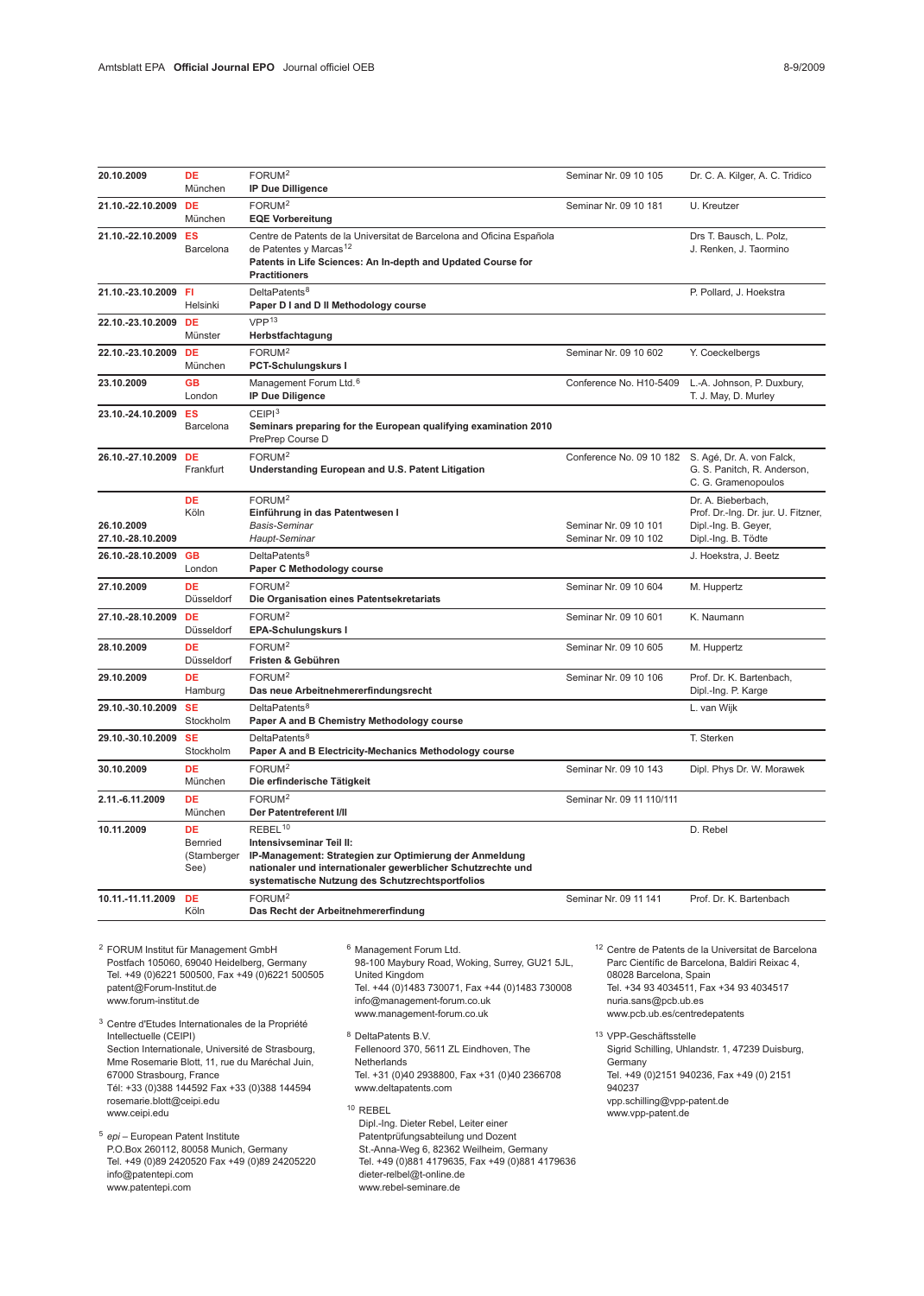| | | | | |
|---|---|---|---|---|
| **20.10.2009** | **DE** München | FORUM[2] **IP Due Dilligence** | Seminar Nr. 09 10 105 | Dr. C. A. Kilger, A. C. Tridico |
| **21.10.-22.10.2009** | **DE** München | FORUM[2] **EQE Vorbereitung** | Seminar Nr. 09 10 181 | U. Kreutzer |
| **21.10.-22.10.2009** | **ES** Barcelona | Centre de Patents de la Universitat de Barcelona and Oficina Española de Patentes y Marcas[12] **Patents in Life Sciences: An In-depth and Updated Course for Practitioners** | | Drs T. Bausch, L. Polz, J. Renken, J. Taormino |
| **21.10.-23.10.2009** | **FI** Helsinki | DeltaPatents[8] **Paper D I and D II Methodology course** | | P. Pollard, J. Hoekstra |
| **22.10.-23.10.2009** | **DE** Münster | VPP[13] **Herbstfachtagung** | | |
| **22.10.-23.10.2009** | **DE** München | FORUM[2] **PCT-Schulungskurs I** | Seminar Nr. 09 10 602 | Y. Coeckelbergs |
| **23.10.2009** | **GB** London | Management Forum Ltd.[6] **IP Due Diligence** | Conference No. H10-5409 | L.-A. Johnson, P. Duxbury, T. J. May, D. Murley |
| **23.10.-24.10.2009** | **ES** Barcelona | CEIPI[3] **Seminars preparing for the European qualifying examination 2010** PrePrep Course D | | |
| **26.10.-27.10.2009** | **DE** Frankfurt | FORUM[2] **Understanding European and U.S. Patent Litigation** | Conference No. 09 10 182 | S. Agé, Dr. A. von Falck, G. S. Panitch, R. Anderson, C. G. Gramenopoulos |
| **26.10.2009** **27.10.-28.10.2009** | **DE** Köln | FORUM[2] **Einführung in das Patentwesen I** *Basis-Seminar* *Haupt-Seminar* | Seminar Nr. 09 10 101 Seminar Nr. 09 10 102 | Dr. A. Bieberbach, Prof. Dr.-Ing. Dr. jur. U. Fitzner, Dipl.-Ing. B. Geyer, Dipl.-Ing. B. Tödte |
| **26.10.-28.10.2009** | **GB** London | DeltaPatents[8] **Paper C Methodology course** | | J. Hoekstra, J. Beetz |
| **27.10.2009** | **DE** Düsseldorf | FORUM[2] **Die Organisation eines Patentsekretariats** | Seminar Nr. 09 10 604 | M. Huppertz |
| **27.10.-28.10.2009** | **DE** Düsseldorf | FORUM[2] **EPA-Schulungskurs I** | Seminar Nr. 09 10 601 | K. Naumann |
| **28.10.2009** | **DE** Düsseldorf | FORUM[2] **Fristen & Gebühren** | Seminar Nr. 09 10 605 | M. Huppertz |
| **29.10.2009** | **DE** Hamburg | FORUM[2] **Das neue Arbeitnehmererfindungsrecht** | Seminar Nr. 09 10 106 | Prof. Dr. K. Bartenbach, Dipl.-Ing. P. Karge |
| **29.10.-30.10.2009** | **SE** Stockholm | DeltaPatents[8] **Paper A and B Chemistry Methodology course** | | L. van Wijk |
| **29.10.-30.10.2009** | **SE** Stockholm | DeltaPatents[8] **Paper A and B Electricity-Mechanics Methodology course** | | T. Sterken |
| **30.10.2009** | **DE** München | FORUM[2] **Die erfinderische Tätigkeit** | Seminar Nr. 09 10 143 | Dipl. Phys Dr. W. Morawek |
| **2.11.-6.11.2009** | **DE** München | FORUM[2] **Der Patentreferent I/II** | Seminar Nr. 09 11 110/111 | |
| **10.11.2009** | **DE** Bernried (Starnberger See) | REBEL[10] **Intensivseminar Teil II: IP-Management: Strategien zur Optimierung der Anmeldung nationaler und internationaler gewerblicher Schutzrechte und systematische Nutzung des Schutzrechtsportfolios** | | D. Rebel |
| **10.11.-11.11.2009** | **DE** Köln | FORUM[2] **Das Recht der Arbeitnehmererfindung** | Seminar Nr. 09 11 141 | Prof. Dr. K. Bartenbach |

[2] FORUM Institut für Management GmbH
Postfach 105060, 69040 Heidelberg, Germany
Tel. +49 (0)6221 500500, Fax +49 (0)6221 500505
patent@Forum-Institut.de
www.forum-institut.de

[3] Centre d'Etudes Internationales de la Propriété Intellectuelle (CEIPI)
Section Internationale, Université de Strasbourg,
Mme Rosemarie Blott, 11, rue du Maréchal Juin,
67000 Strasbourg, France
Tél: +33 (0)388 144592 Fax +33 (0)388 144594
rosemarie.blott@ceipi.edu
www.ceipi.edu

[5] *epi* – European Patent Institute
P.O.Box 260112, 80058 Munich, Germany
Tel. +49 (0)89 2420520 Fax +49 (0)89 24205220
info@patentepi.com
www.patentepi.com

[6] Management Forum Ltd.
98-100 Maybury Road, Woking, Surrey, GU21 5JL, United Kingdom
Tel. +44 (0)1483 730071, Fax +44 (0)1483 730008
info@management-forum.co.uk
www.management-forum.co.uk

[8] DeltaPatents B.V.
Fellenoord 370, 5611 ZL Eindhoven, The Netherlands
Tel. +31 (0)40 2938800, Fax +31 (0)40 2366708
www.deltapatents.com

[10] REBEL
Dipl.-Ing. Dieter Rebel, Leiter einer Patentprüfungsabteilung und Dozent
St.-Anna-Weg 6, 82362 Weilheim, Germany
Tel. +49 (0)881 4179635, Fax +49 (0)881 4179636
dieter-relbel@t-online.de
www.rebel-seminare.de

[12] Centre de Patents de la Universitat de Barcelona
Parc Cientific de Barcelona, Baldiri Reixac 4, 08028 Barcelona, Spain
Tel. +34 93 4034511, Fax +34 93 4034517
nuria.sans@pcb.ub.es
www.pcb.ub.es/centredepatents

[13] VPP-Geschäftsstelle
Sigrid Schilling, Uhlandstr. 1, 47239 Duisburg, Germany
Tel. +49 (0)2151 940236, Fax +49 (0) 2151 940237
vpp.schilling@vpp-patent.de
www.vpp-patent.de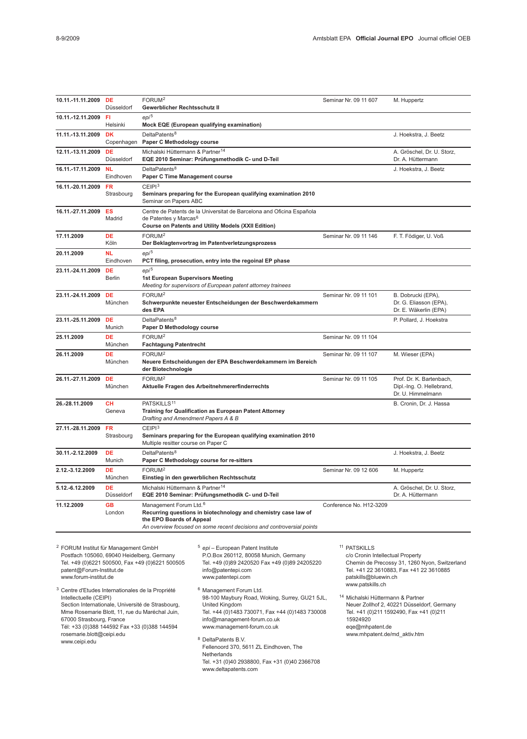| | | | | |
|---|---|---|---|---|
| **10.11.-11.11.2009** | **DE** Düsseldorf | FORUM[2] **Gewerblicher Rechtsschutz II** | Seminar Nr. 09 11 607 | M. Huppertz |
| **10.11.-12.11.2009** | **FI** Helsinki | *epi*[5] **Mock EQE (European qualifying examination)** | | |
| **11.11.-13.11.2009** | **DK** Copenhagen | DeltaPatents[8] **Paper C Methodology course** | | J. Hoekstra, J. Beetz |
| **12.11.-13.11.2009** | **DE** Düsseldorf | Michalski Hüttermann & Partner[14] **EQE 2010 Seminar: Prüfungsmethodik C- und D-Teil** | | A. Gröschel, Dr. U. Storz, Dr. A. Hüttermann |
| **16.11.-17.11.2009** | **NL** Eindhoven | DeltaPatents[8] **Paper C Time Management course** | | J. Hoekstra, J. Beetz |
| **16.11.-20.11.2009** | **FR** Strasbourg | CEIPI[3] **Seminars preparing for the European qualifying examination 2010** Seminar on Papers ABC | | |
| **16.11.-27.11.2009** | **ES** Madrid | Centre de Patents de la Universitat de Barcelona and Oficina Española de Patentes y Marcas[6] **Course on Patents and Utility Models (XXII Edition)** | | |
| **17.11.2009** | **DE** Köln | FORUM[2] **Der Beklagtenvortrag im Patentverletzungsprozess** | Seminar Nr. 09 11 146 | F. T. Födiger, U. Voß |
| **20.11.2009** | **NL** Eindhoven | *epi*[5] **PCT filing, prosecution, entry into the regoinal EP phase** | | |
| **23.11.-24.11.2009** | **DE** Berlin | *epi*[5] **1st European Supervisors Meeting** *Meeting for supervisors of European patent attorney trainees* | | |
| **23.11.-24.11.2009** | **DE** München | FORUM[2] **Schwerpunkte neuester Entscheidungen der Beschwerdekammern des EPA** | Seminar Nr. 09 11 101 | B. Dobrucki (EPA), Dr. G. Eliasson (EPA), Dr. E. Wäkerlin (EPA) |
| **23.11.-25.11.2009** | **DE** Munich | DeltaPatents[8] **Paper D Methodology course** | | P. Pollard, J. Hoekstra |
| **25.11.2009** | **DE** München | FORUM[2] **Fachtagung Patentrecht** | Seminar Nr. 09 11 104 | |
| **26.11.2009** | **DE** München | FORUM[2] **Neuere Entscheidungen der EPA Beschwerdekammern im Bereich der Biotechnologie** | Seminar Nr. 09 11 107 | M. Wieser (EPA) |
| **26.11.-27.11.2009** | **DE** München | FORUM[2] **Aktuelle Fragen des Arbeitnehmererfinderrechts** | Seminar Nr. 09 11 105 | Prof. Dr. K. Bartenbach, Dipl.-Ing. O. Hellebrand, Dr. U. Himmelmann |
| **26.-28.11.2009** | **CH** Geneva | PATSKILLS[11] **Training for Qualification as European Patent Attorney** *Drafting and Amendment Papers A & B* | | B. Cronin, Dr. J. Hassa |
| **27.11.-28.11.2009** | **FR** Strasbourg | CEIPI[3] **Seminars preparing for the European qualifying examination 2010** Multiple resitter course on Paper C | | |
| **30.11.-2.12.2009** | **DE** Munich | DeltaPatents[8] **Paper C Methodology course for re-sitters** | | J. Hoekstra, J. Beetz |
| **2.12.-3.12.2009** | **DE** München | FORUM[2] **Einstieg in den gewerblichen Rechtsschutz** | Seminar Nr. 09 12 606 | M. Huppertz |
| **5.12.-6.12.2009** | **DE** Düsseldorf | Michalski Hüttermann & Partner[14] **EQE 2010 Seminar: Prüfungsmethodik C- und D-Teil** | | A. Gröschel, Dr. U. Storz, Dr. A. Hüttermann |
| **11.12.2009** | **GB** London | Management Forum Ltd.[6] **Recurring questions in biotechnology and chemistry case law of the EPO Boards of Appeal** *An overview focused on some recent decisions and controversial points* | Conference No. H12-3209 | |

[2] FORUM Institut für Management GmbH
Postfach 105060, 69040 Heidelberg, Germany
Tel. +49 (0)6221 500500, Fax +49 (0)6221 500505
patent@Forum-Institut.de
www.forum-institut.de

[3] Centre d'Etudes Internationales de la Propriété Intellectuelle (CEIPI)
Section Internationale, Université de Strasbourg,
Mme Rosemarie Blott, 11, rue du Maréchal Juin,
67000 Strasbourg, France
Tél: +33 (0)388 144592 Fax +33 (0)388 144594
rosemarie.blott@ceipi.edu
www.ceipi.edu

[5] *epi* – European Patent Institute
P.O.Box 260112, 80058 Munich, Germany
Tel. +49 (0)89 2420520 Fax +49 (0)89 24205220
info@patentepi.com
www.patentepi.com

[6] Management Forum Ltd.
98-100 Maybury Road, Woking, Surrey, GU21 5JL, United Kingdom
Tel. +44 (0)1483 730071, Fax +44 (0)1483 730008
info@management-forum.co.uk
www.management-forum.co.uk

[8] DeltaPatents B.V.
Fellenoord 370, 5611 ZL Eindhoven, The Netherlands
Tel. +31 (0)40 2938800, Fax +31 (0)40 2366708
www.deltapatents.com

[11] PATSKILLS
c/o Cronin Intellectual Property
Chemin de Precossy 31, 1260 Nyon, Switzerland
Tel. +41 22 3610883, Fax +41 22 3610885
patskills@bluewin.ch
www.patskills.ch

[14] Michalski Hüttermann & Partner
Neuer Zollhof 2, 40221 Düsseldorf, Germany
Tel. +41 (0)211 1592490, Fax +41 (0)211 15924920
eqe@mhpatent.de
www.mhpatent.de/md_aktiv.htm